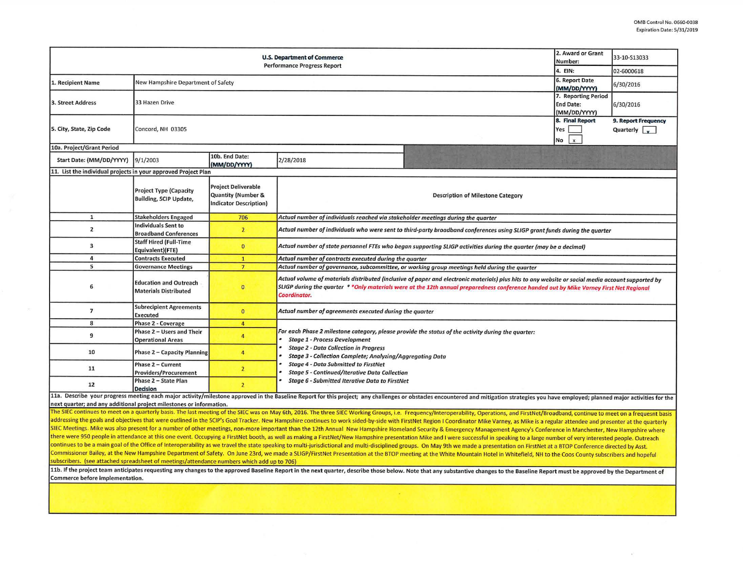OMB Control No. 0660-0038
Expiration Date: 5/31/2019

| U.S. Department of Commerce<br>Performance Progress Report | | | | 2. Award or Grant Number: | 33-10-S13033 |
|---|---|---|---|---|---|
| | | | | 4. EIN: | 02-6000618 |
| 1. Recipient Name | New Hampshire Department of Safety | | | 6. Report Date (MM/DD/YYYY) | 6/30/2016 |
| 3. Street Address | 33 Hazen Drive | | | 7. Reporting Period End Date: (MM/DD/YYYY) | 6/30/2016 |
| 5. City, State, Zip Code | Concord, NH 03305 | | | 8. Final Report<br>Yes [ ]<br>No [x] | 9. Report Frequency<br>Quarterly [x] |
| 10a. Project/Grant Period | | | | | |
| Start Date: (MM/DD/YYYY) | 9/1/2003 | 10b. End Date: (MM/DD/YYYY) | 2/28/2018 | | |

**11. List the individual projects in your approved Project Plan**

| | Project Type (Capacity Building, SCIP Update, | Project Deliverable Quantity (Number & Indicator Description) | Description of Milestone Category |
|---|---|---|---|
| 1 | Stakeholders Engaged | 706 | *Actual number of individuals reached via stakeholder meetings during the quarter* |
| 2 | Individuals Sent to Broadband Conferences | 2 | *Actual number of individuals who were sent to third-party broadband conferences using SLIGP grant funds during the quarter* |
| 3 | Staff Hired (Full-Time Equivalent)(FTE) | 0 | *Actual number of state personnel FTEs who began supporting SLIGP activities during the quarter (may be a decimal)* |
| 4 | Contracts Executed | 1 | *Actual number of contracts executed during the quarter* |
| 5 | Governance Meetings | 7 | *Actual number of governance, subcommittee, or working group meetings held during the quarter* |
| 6 | Education and Outreach Materials Distributed | 0 | *Actual volume of materials distributed (inclusive of paper and electronic materials) plus hits to any website or social media account supported by SLIGP during the quarter \* \*Only materials were at the 12th annual preparedness conference handed out by Mike Varney First Net Regional Coordinator.* |
| 7 | Subrecipient Agreements Executed | 0 | *Actual number of agreements executed during the quarter* |
| 8 | Phase 2 - Coverage | 4 | *For each Phase 2 milestone category, please provide the status of the activity during the quarter:*<br>• *Stage 1 - Process Development*<br>• *Stage 2 - Data Collection in Progress*<br>• *Stage 3 - Collection Complete; Analyzing/Aggregating Data*<br>• *Stage 4 - Data Submitted to FirstNet*<br>• *Stage 5 - Continued/Iterative Data Collection*<br>• *Stage 6 - Submitted Iterative Data to FirstNet* |
| 9 | Phase 2 – Users and Their Operational Areas | 4 | |
| 10 | Phase 2 – Capacity Planning | 4 | |
| 11 | Phase 2 – Current Providers/Procurement | 2 | |
| 12 | Phase 2 – State Plan Decision | 2 | |

11a. Describe your progress meeting each major activity/milestone approved in the Baseline Report for this project; any challenges or obstacles encountered and mitigation strategies you have employed; planned major activities for the next quarter; and any additional project milestones or information.

The SIEC continues to meet on a quarterly basis. The last meeting of the SIEC was on May 6th, 2016. The three SIEC Working Groups, i.e. Frequency/Interoperability, Operations, and FirstNet/Broadband, continue to meet on a frequent basis addressing the goals and objectives that were outlined in the SCIP's Goal Tracker. New Hampshire continues to work sided-by-side with FirstNet Region I Coordinator Mike Varney, as Mike is a regular attendee and presenter at the quarterly SIEC Meetings. Mike was also present for a number of other meetings, non-more important than the 12th Annual New Hampshire Homeland Security & Emergency Management Agency's Conference in Manchester, New Hampshire where there were 950 people in attendance at this one event. Occupying a FirstNet booth, as well as making a FirstNet/New Hampshire presentation Mike and I were successful in speaking to a large number of very interested people. Outreach continues to be a main goal of the Office of Interoperability as we travel the state speaking to multi-jurisdictional and multi-disciplined groups. On May 9th we made a presentation on FirstNet at a BTOP Conference directed by Asst. Commissioner Bailey, at the New Hampshire Department of Safety. On June 23rd, we made a SLIGP/FirstNet Presentation at the BTOP meeting at the White Mountain Hotel in Whitefield, NH to the Coos County subscribers and hopeful subscribers. (see attached spreadsheet of meetings/attendance numbers which add up to 706)

11b. If the project team anticipates requesting any changes to the approved Baseline Report in the next quarter, describe those below. Note that any substantive changes to the Baseline Report must be approved by the Department of Commerce before implementation.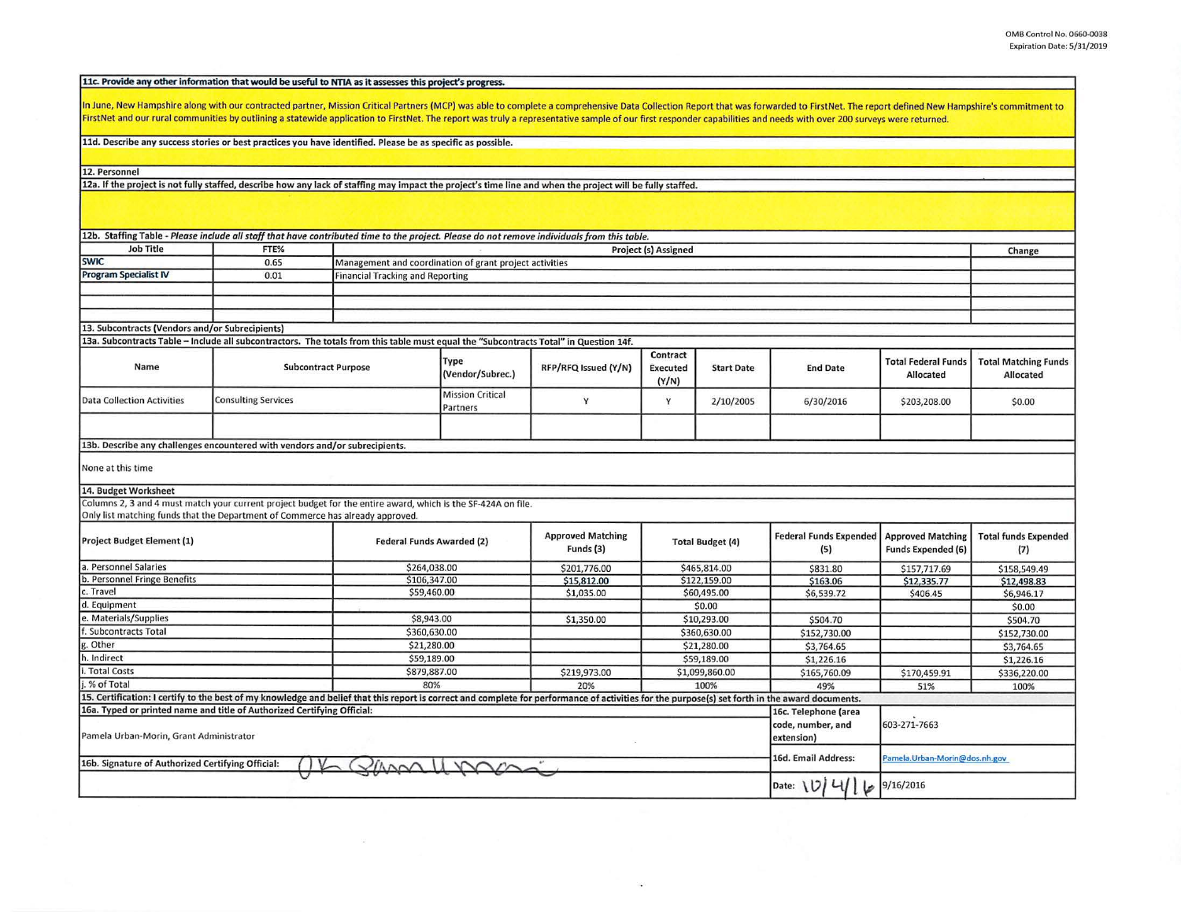**11c. Provide any other information that would be useful to NTIA as it assesses this project's progress.**

In June, New Hampshire along with our contracted partner, Mission Critical Partners (MCP) was able to complete a comprehensive Data Collection Report that was forwarded to FirstNet. The report defined New Hampshire's commitment to FirstNet and our rural communities by outlining a statewide application to FirstNet. The report was truly a representative sample of our first responder capabilities and needs with over 200 surveys were returned.

**11d. Describe any success stories or best practices you have identified. Please be as specific as possible.**

**12. Personnel**

**12a. If the project is not fully staffed, describe how any lack of staffing may impact the project's time line and when the project will be fully staffed.**

**12b. Staffing Table** - *Please include all staff that have contributed time to the project. Please do not remove individuals from this table.*

| Job Title | FTE% | Project (s) Assigned | Change |
|---|---|---|---|
| SWIC | 0.65 | Management and coordination of grant project activities | |
| Program Specialist IV | 0.01 | Financial Tracking and Reporting | |
| | | | |
| | | | |
| | | | |

**13. Subcontracts (Vendors and/or Subrecipients)**

**13a. Subcontracts Table – Include all subcontractors. The totals from this table must equal the "Subcontracts Total" in Question 14f.**

| Name | Subcontract Purpose | Type (Vendor/Subrec.) | RFP/RFQ Issued (Y/N) | Contract Executed (Y/N) | Start Date | End Date | Total Federal Funds Allocated | Total Matching Funds Allocated |
|---|---|---|---|---|---|---|---|---|
| Data Collection Activities | Consulting Services | Mission Critical Partners | Y | Y | 2/10/2005 | 6/30/2016 | $203,208.00 | $0.00 |
| | | | | | | | | |

**13b. Describe any challenges encountered with vendors and/or subrecipients.**

None at this time

**14. Budget Worksheet**

Columns 2, 3 and 4 must match your current project budget for the entire award, which is the SF-424A on file.
Only list matching funds that the Department of Commerce has already approved.

| Project Budget Element (1) | Federal Funds Awarded (2) | Approved Matching Funds (3) | Total Budget (4) | Federal Funds Expended (5) | Approved Matching Funds Expended (6) | Total funds Expended (7) |
|---|---|---|---|---|---|---|
| a. Personnel Salaries | $264,038.00 | $201,776.00 | $465,814.00 | $831.80 | $157,717.69 | $158,549.49 |
| b. Personnel Fringe Benefits | $106,347.00 | $15,812.00 | $122,159.00 | $163.06 | $12,335.77 | $12,498.83 |
| c. Travel | $59,460.00 | $1,035.00 | $60,495.00 | $6,539.72 | $406.45 | $6,946.17 |
| d. Equipment | | | $0.00 | | | $0.00 |
| e. Materials/Supplies | $8,943.00 | $1,350.00 | $10,293.00 | $504.70 | | $504.70 |
| f. Subcontracts Total | $360,630.00 | | $360,630.00 | $152,730.00 | | $152,730.00 |
| g. Other | $21,280.00 | | $21,280.00 | $3,764.65 | | $3,764.65 |
| h. Indirect | $59,189.00 | | $59,189.00 | $1,226.16 | | $1,226.16 |
| i. Total Costs | $879,887.00 | $219,973.00 | $1,099,860.00 | $165,760.09 | $170,459.91 | $336,220.00 |
| j. % of Total | 80% | 20% | 100% | 49% | 51% | 100% |

**15. Certification: I certify to the best of my knowledge and belief that this report is correct and complete for performance of activities for the purpose(s) set forth in the award documents.**

| | | |
|---|---|---|
| **16a. Typed or printed name and title of Authorized Certifying Official:** Pamela Urban-Morin, Grant Administrator | 16c. Telephone (area code, number, and extension) | 603-271-7663 |
| **16b. Signature of Authorized Certifying Official:** (signature) | 16d. Email Address: | Pamela.Urban-Morin@dos.nh.gov |
| | Date: 10/4/16 | 9/16/2016 |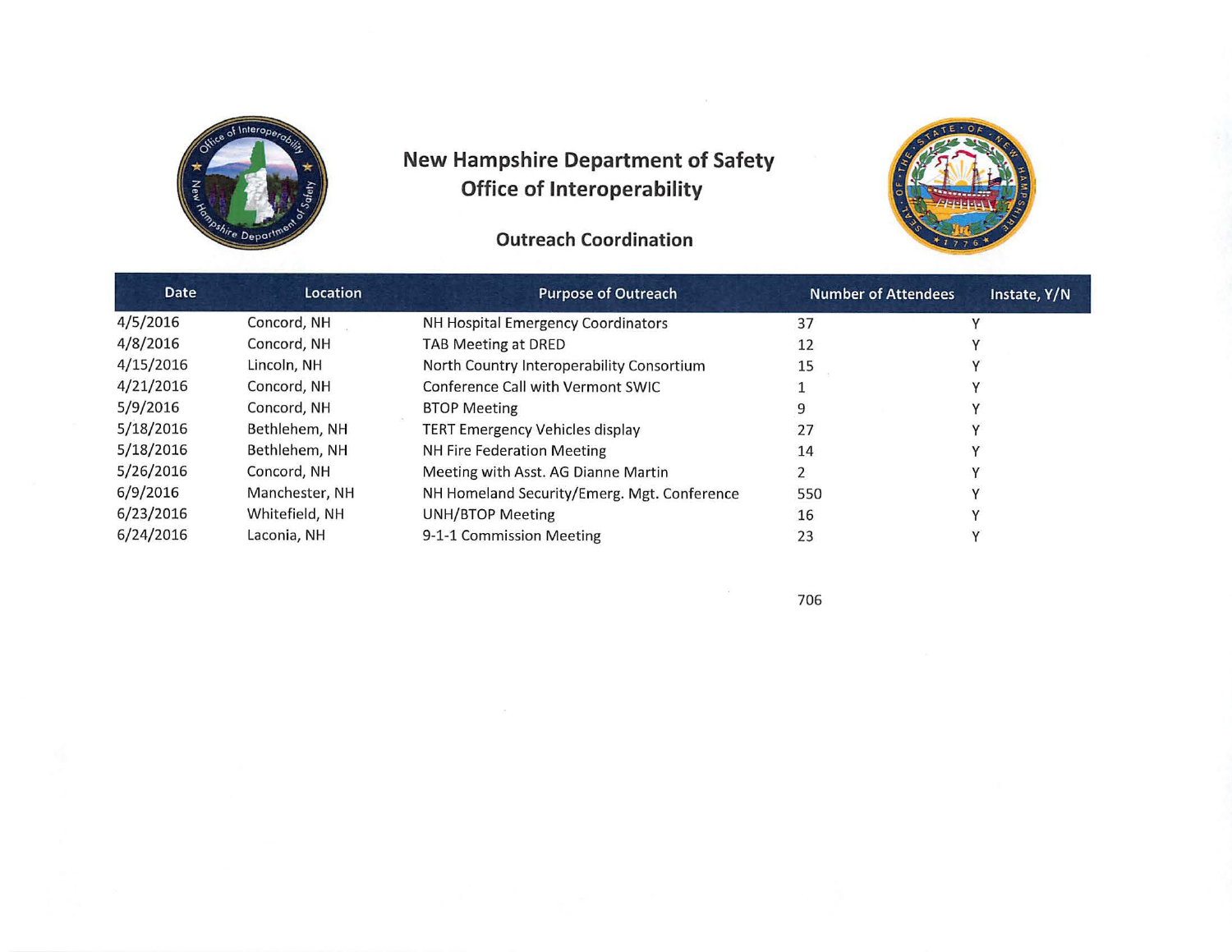# New Hampshire Department of Safety
## Office of Interoperability

### Outreach Coordination

| Date | Location | Purpose of Outreach | Number of Attendees | Instate, Y/N |
|---|---|---|---|---|
| 4/5/2016 | Concord, NH | NH Hospital Emergency Coordinators | 37 | Y |
| 4/8/2016 | Concord, NH | TAB Meeting at DRED | 12 | Y |
| 4/15/2016 | Lincoln, NH | North Country Interoperability Consortium | 15 | Y |
| 4/21/2016 | Concord, NH | Conference Call with Vermont SWIC | 1 | Y |
| 5/9/2016 | Concord, NH | BTOP Meeting | 9 | Y |
| 5/18/2016 | Bethlehem, NH | TERT Emergency Vehicles display | 27 | Y |
| 5/18/2016 | Bethlehem, NH | NH Fire Federation Meeting | 14 | Y |
| 5/26/2016 | Concord, NH | Meeting with Asst. AG Dianne Martin | 2 | Y |
| 6/9/2016 | Manchester, NH | NH Homeland Security/Emerg. Mgt. Conference | 550 | Y |
| 6/23/2016 | Whitefield, NH | UNH/BTOP Meeting | 16 | Y |
| 6/24/2016 | Laconia, NH | 9-1-1 Commission Meeting | 23 | Y |
| | | | 706 | |